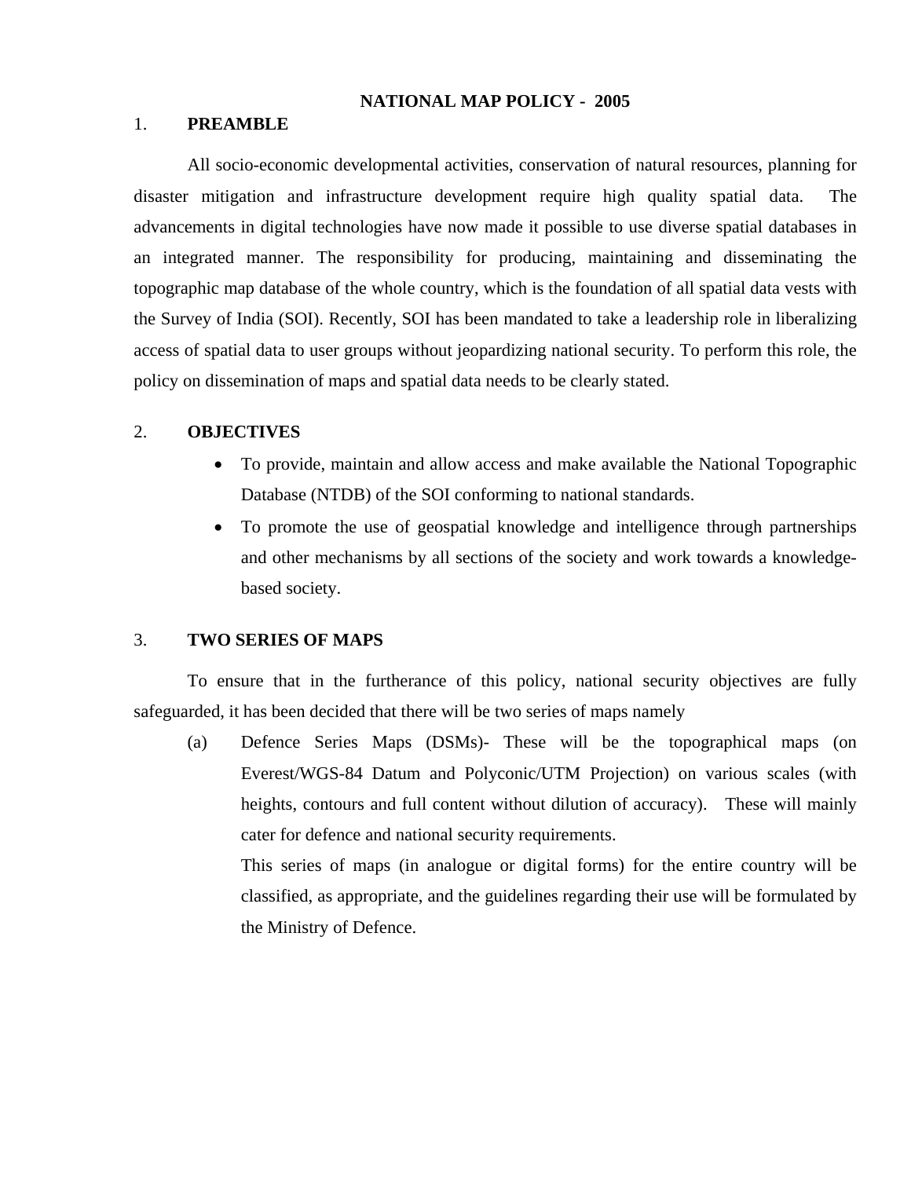# NATIONAL MAP POLICY - 2005

## 1. PREAMBLE

All socio-economic developmental activities, conservation of natural resources, planning for disaster mitigation and infrastructure development require high quality spatial data. The advancements in digital technologies have now made it possible to use diverse spatial databases in an integrated manner. The responsibility for producing, maintaining and disseminating the topographic map database of the whole country, which is the foundation of all spatial data vests with the Survey of India (SOI). Recently, SOI has been mandated to take a leadership role in liberalizing access of spatial data to user groups without jeopardizing national security. To perform this role, the policy on dissemination of maps and spatial data needs to be clearly stated.

## 2. OBJECTIVES

- To provide, maintain and allow access and make available the National Topographic Database (NTDB) of the SOI conforming to national standards.
- To promote the use of geospatial knowledge and intelligence through partnerships and other mechanisms by all sections of the society and work towards a knowledge-based society.

## 3. TWO SERIES OF MAPS

To ensure that in the furtherance of this policy, national security objectives are fully safeguarded, it has been decided that there will be two series of maps namely

(a) Defence Series Maps (DSMs)- These will be the topographical maps (on Everest/WGS-84 Datum and Polyconic/UTM Projection) on various scales (with heights, contours and full content without dilution of accuracy). These will mainly cater for defence and national security requirements.

This series of maps (in analogue or digital forms) for the entire country will be classified, as appropriate, and the guidelines regarding their use will be formulated by the Ministry of Defence.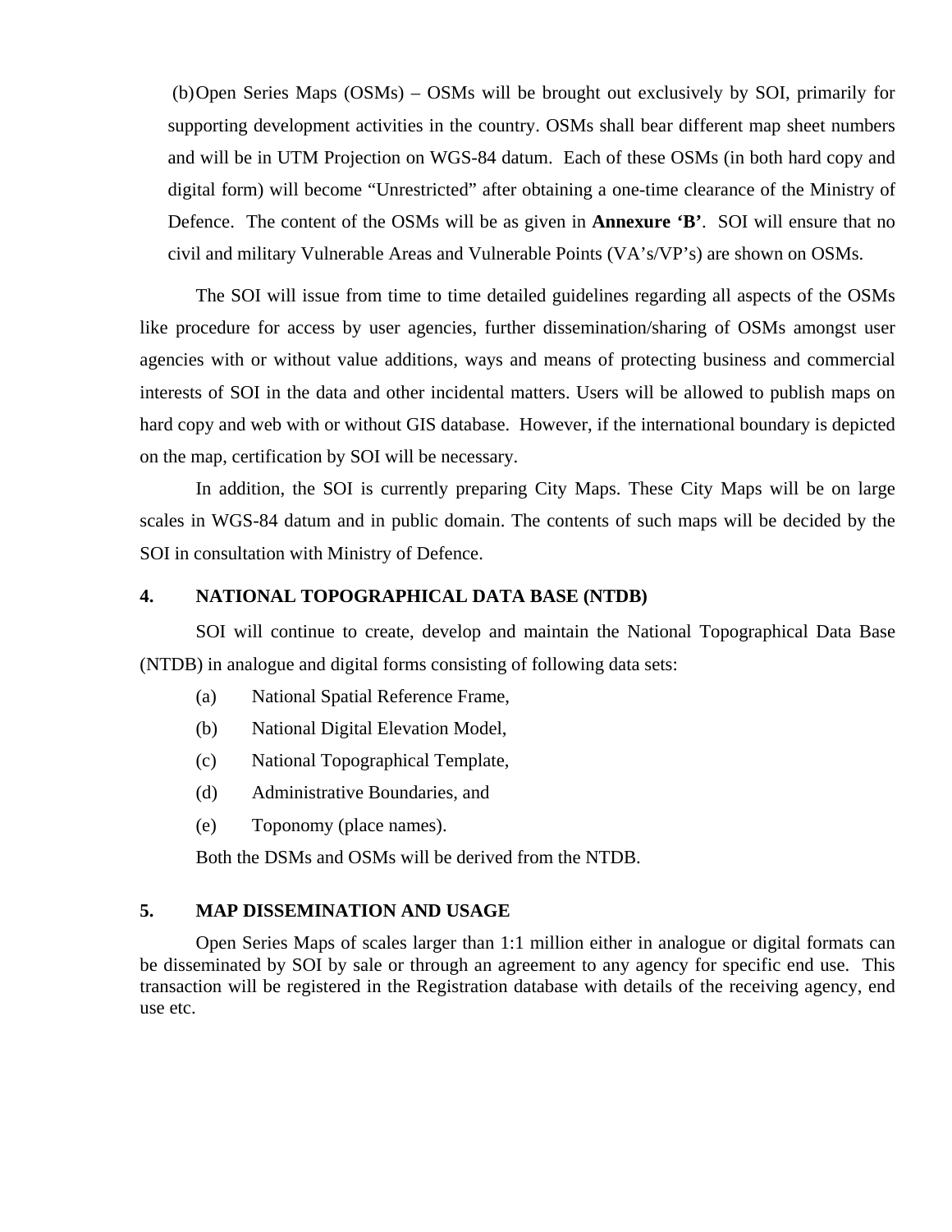(b) Open Series Maps (OSMs) – OSMs will be brought out exclusively by SOI, primarily for supporting development activities in the country. OSMs shall bear different map sheet numbers and will be in UTM Projection on WGS-84 datum. Each of these OSMs (in both hard copy and digital form) will become "Unrestricted" after obtaining a one-time clearance of the Ministry of Defence. The content of the OSMs will be as given in **Annexure 'B'**. SOI will ensure that no civil and military Vulnerable Areas and Vulnerable Points (VA's/VP's) are shown on OSMs.

The SOI will issue from time to time detailed guidelines regarding all aspects of the OSMs like procedure for access by user agencies, further dissemination/sharing of OSMs amongst user agencies with or without value additions, ways and means of protecting business and commercial interests of SOI in the data and other incidental matters. Users will be allowed to publish maps on hard copy and web with or without GIS database. However, if the international boundary is depicted on the map, certification by SOI will be necessary.

In addition, the SOI is currently preparing City Maps. These City Maps will be on large scales in WGS-84 datum and in public domain. The contents of such maps will be decided by the SOI in consultation with Ministry of Defence.

## 4. NATIONAL TOPOGRAPHICAL DATA BASE (NTDB)

SOI will continue to create, develop and maintain the National Topographical Data Base (NTDB) in analogue and digital forms consisting of following data sets:

(a) National Spatial Reference Frame,

(b) National Digital Elevation Model,

(c) National Topographical Template,

(d) Administrative Boundaries, and

(e) Toponomy (place names).

Both the DSMs and OSMs will be derived from the NTDB.

## 5. MAP DISSEMINATION AND USAGE

Open Series Maps of scales larger than 1:1 million either in analogue or digital formats can be disseminated by SOI by sale or through an agreement to any agency for specific end use. This transaction will be registered in the Registration database with details of the receiving agency, end use etc.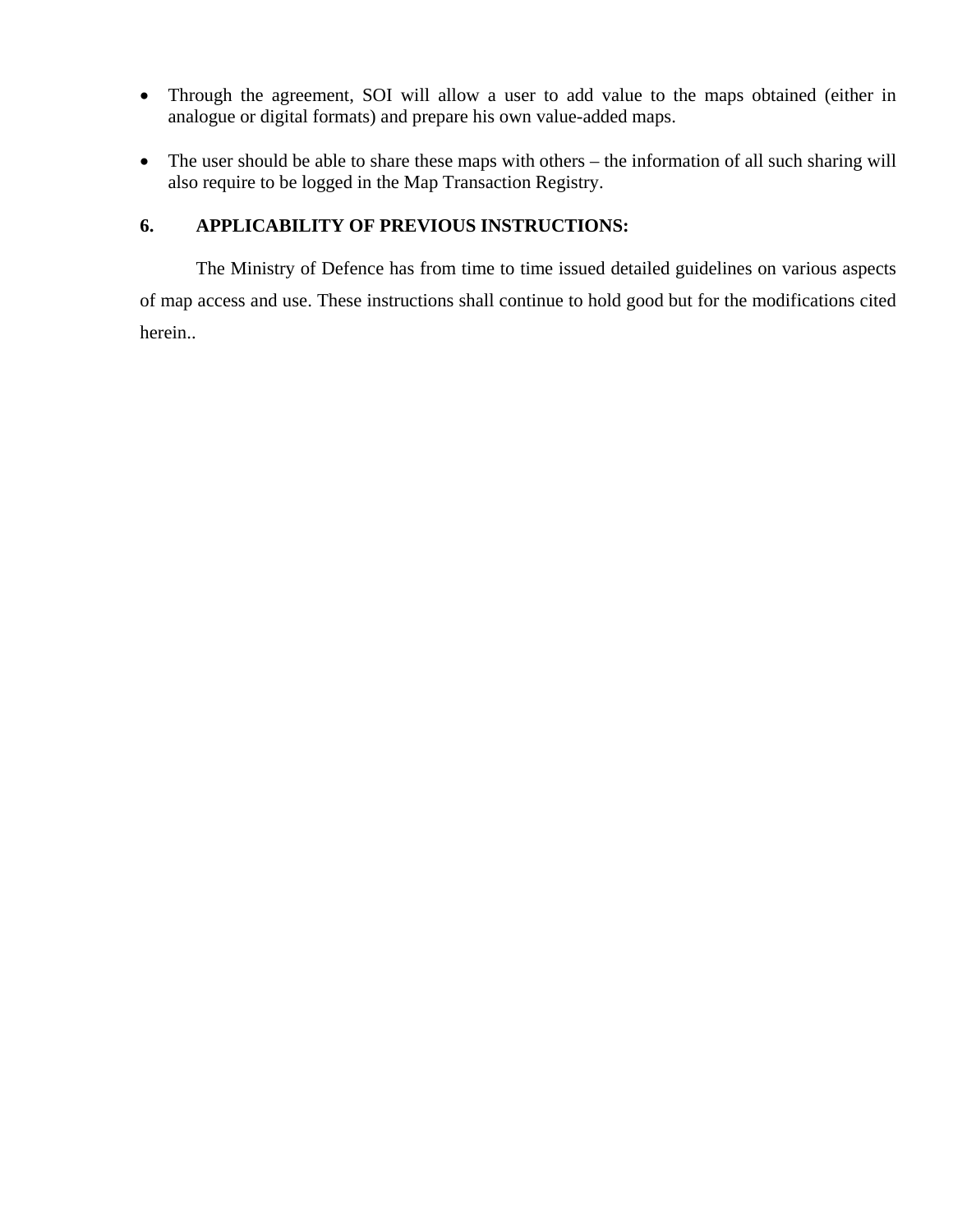- Through the agreement, SOI will allow a user to add value to the maps obtained (either in analogue or digital formats) and prepare his own value-added maps.

- The user should be able to share these maps with others – the information of all such sharing will also require to be logged in the Map Transaction Registry.

## 6. APPLICABILITY OF PREVIOUS INSTRUCTIONS:

The Ministry of Defence has from time to time issued detailed guidelines on various aspects of map access and use. These instructions shall continue to hold good but for the modifications cited herein..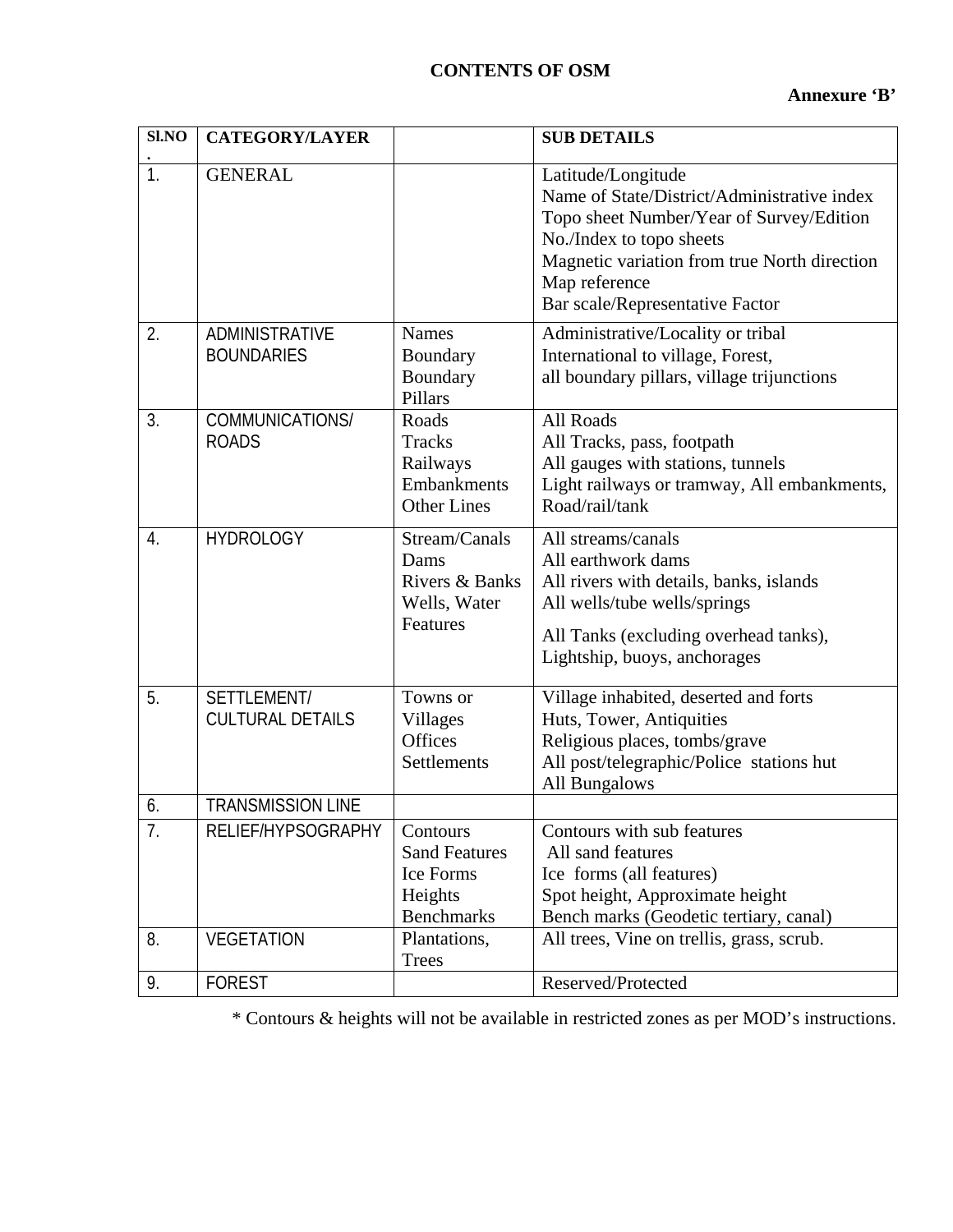# CONTENTS OF OSM

**Annexure 'B'**

| Sl.NO. | CATEGORY/LAYER | | SUB DETAILS |
|---|---|---|---|
| 1. | GENERAL | | Latitude/Longitude<br>Name of State/District/Administrative index<br>Topo sheet Number/Year of Survey/Edition No./Index to topo sheets<br>Magnetic variation from true North direction<br>Map reference<br>Bar scale/Representative Factor |
| 2. | ADMINISTRATIVE BOUNDARIES | Names<br>Boundary<br>Boundary Pillars | Administrative/Locality or tribal<br>International to village, Forest,<br>all boundary pillars, village trijunctions |
| 3. | COMMUNICATIONS/ ROADS | Roads<br>Tracks<br>Railways<br>Embankments<br>Other Lines | All Roads<br>All Tracks, pass, footpath<br>All gauges with stations, tunnels<br>Light railways or tramway, All embankments,<br>Road/rail/tank |
| 4. | HYDROLOGY | Stream/Canals<br>Dams<br>Rivers & Banks<br>Wells, Water Features | All streams/canals<br>All earthwork dams<br>All rivers with details, banks, islands<br>All wells/tube wells/springs<br>All Tanks (excluding overhead tanks), Lightship, buoys, anchorages |
| 5. | SETTLEMENT/ CULTURAL DETAILS | Towns or Villages<br>Offices<br>Settlements | Village inhabited, deserted and forts<br>Huts, Tower, Antiquities<br>Religious places, tombs/grave<br>All post/telegraphic/Police stations hut<br>All Bungalows |
| 6. | TRANSMISSION LINE | | |
| 7. | RELIEF/HYPSOGRAPHY | Contours<br>Sand Features<br>Ice Forms<br>Heights<br>Benchmarks | Contours with sub features<br>All sand features<br>Ice forms (all features)<br>Spot height, Approximate height<br>Bench marks (Geodetic tertiary, canal) |
| 8. | VEGETATION | Plantations, Trees | All trees, Vine on trellis, grass, scrub. |
| 9. | FOREST | | Reserved/Protected |

* Contours & heights will not be available in restricted zones as per MOD's instructions.